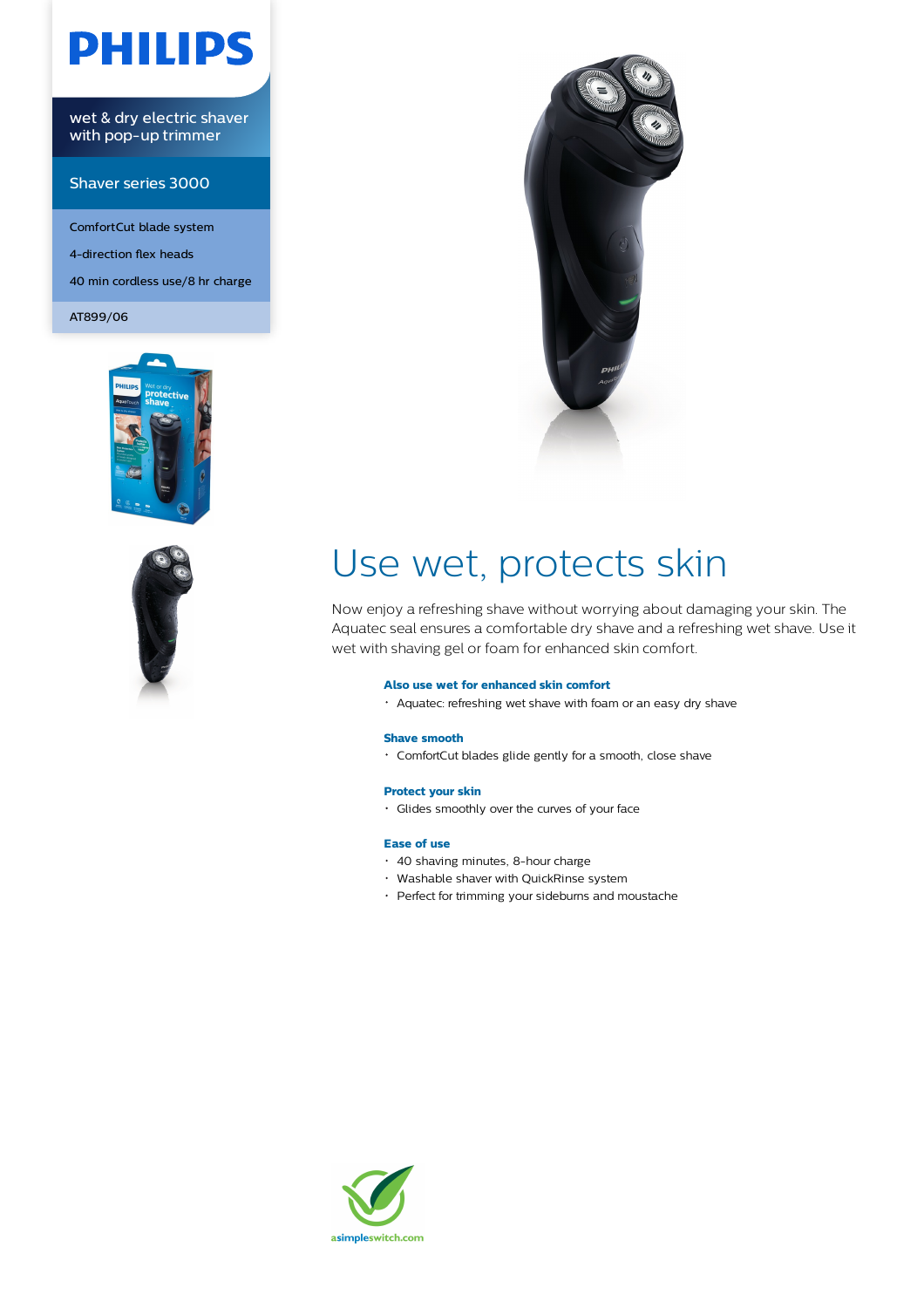# PHILIPS

wet & dry electric shaver with pop-up trimmer

## Shaver series 3000

ComfortCut blade system

4-direction flex heads

40 min cordless use/8 hr charge

AT899/06

# Use wet, protects skin

Now enjoy a refreshing shave without worrying about damaging your skin. The Aquatec seal ensures a comfortable dry shave and a refreshing wet shave. Use it wet with shaving gel or foam for enhanced skin comfort.

### Also use wet for enhanced skin comfort

- Aquatec: refreshing wet shave with foam or an easy dry shave

### Shave smooth

- ComfortCut blades glide gently for a smooth, close shave

### Protect your skin

- Glides smoothly over the curves of your face

### Ease of use

- 40 shaving minutes, 8-hour charge
- Washable shaver with QuickRinse system
- Perfect for trimming your sideburns and moustache

asimpleswitch.com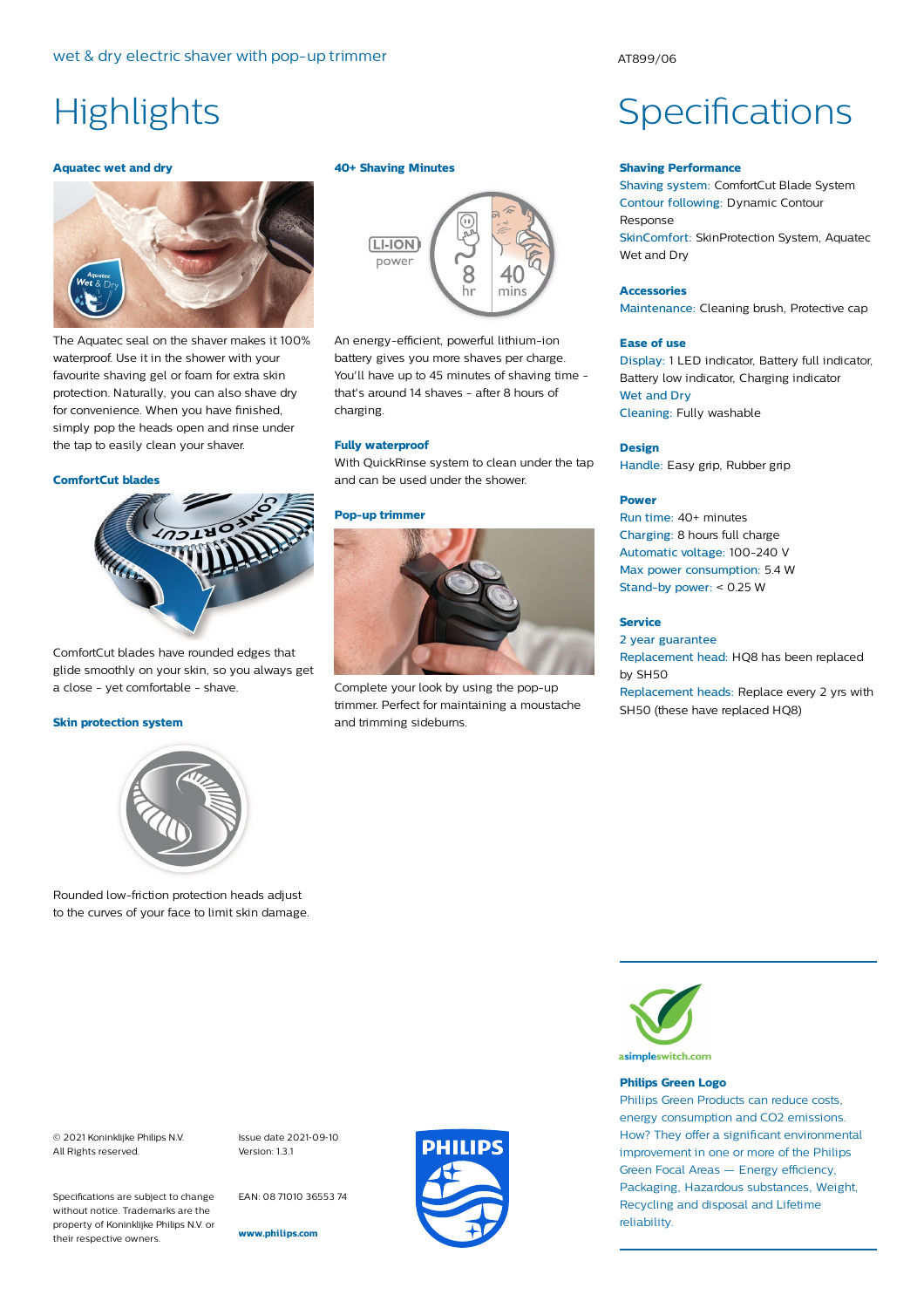wet & dry electric shaver with pop-up trimmer

AT899/06

# Highlights

### Aquatec wet and dry

The Aquatec seal on the shaver makes it 100% waterproof. Use it in the shower with your favourite shaving gel or foam for extra skin protection. Naturally, you can also shave dry for convenience. When you have finished, simply pop the heads open and rinse under the tap to easily clean your shaver.

### ComfortCut blades

ComfortCut blades have rounded edges that glide smoothly on your skin, so you always get a close - yet comfortable - shave.

### Skin protection system

Rounded low-friction protection heads adjust to the curves of your face to limit skin damage.

### 40+ Shaving Minutes

LI-ION
power

8
hr

40
mins

An energy-efficient, powerful lithium-ion battery gives you more shaves per charge. You'll have up to 45 minutes of shaving time - that's around 14 shaves - after 8 hours of charging.

### Fully waterproof

With QuickRinse system to clean under the tap and can be used under the shower.

### Pop-up trimmer

Complete your look by using the pop-up trimmer. Perfect for maintaining a moustache and trimming sideburns.

# Specifications

### Shaving Performance

- Shaving system: ComfortCut Blade System
- Contour following: Dynamic Contour Response
- SkinComfort: SkinProtection System, Aquatec Wet and Dry

### Accessories

- Maintenance: Cleaning brush, Protective cap

### Ease of use

- Display: 1 LED indicator, Battery full indicator, Battery low indicator, Charging indicator
- Wet and Dry
- Cleaning: Fully washable

### Design

- Handle: Easy grip, Rubber grip

### Power

- Run time: 40+ minutes
- Charging: 8 hours full charge
- Automatic voltage: 100-240 V
- Max power consumption: 5.4 W
- Stand-by power: < 0.25 W

### Service

- 2 year guarantee
- Replacement head: HQ8 has been replaced by SH50
- Replacement heads: Replace every 2 yrs with SH50 (these have replaced HQ8)

asimpleswitch.com

### Philips Green Logo

Philips Green Products can reduce costs, energy consumption and CO2 emissions. How? They offer a significant environmental improvement in one or more of the Philips Green Focal Areas — Energy efficiency, Packaging, Hazardous substances, Weight, Recycling and disposal and Lifetime reliability.

© 2021 Koninklijke Philips N.V.
All Rights reserved.

Specifications are subject to change without notice. Trademarks are the property of Koninklijke Philips N.V. or their respective owners.

Issue date 2021-09-10
Version: 13.1

EAN: 08 71010 36553 74

www.philips.com

PHILIPS